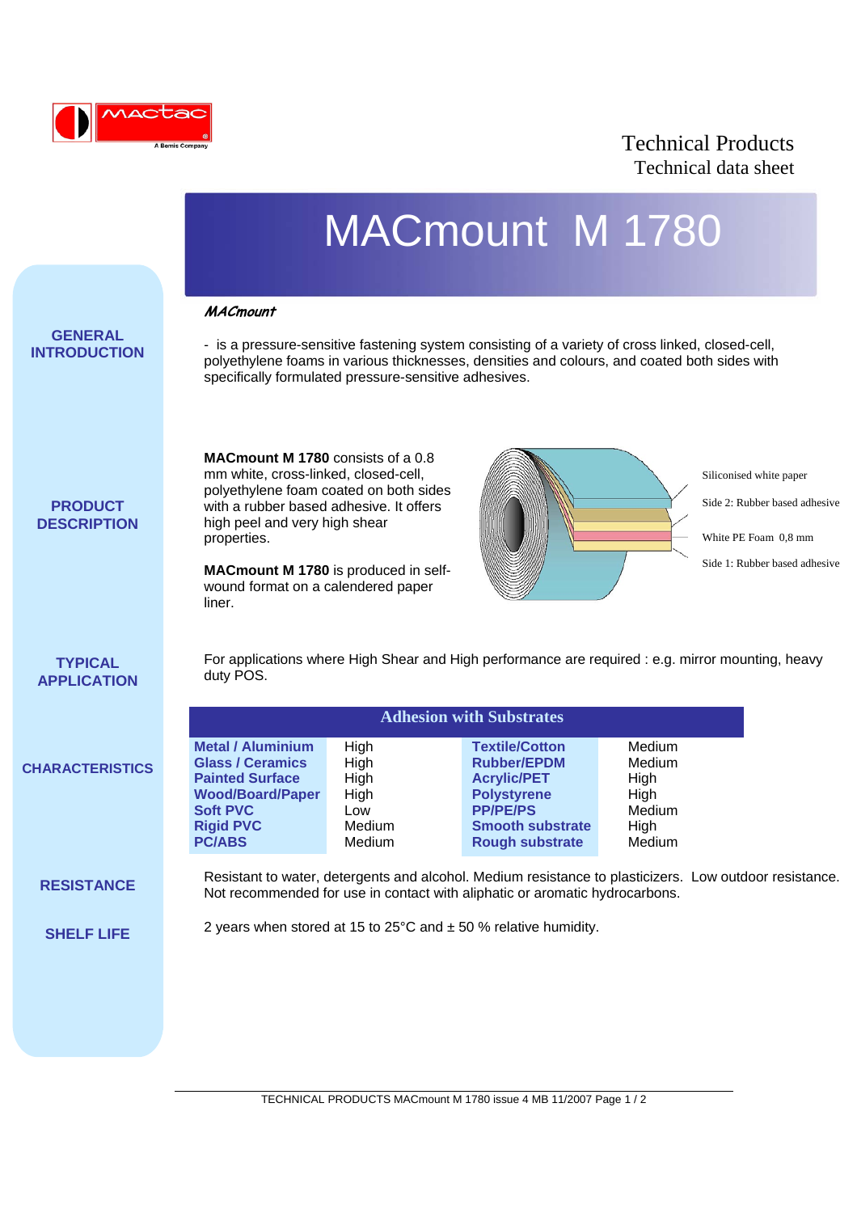Technical Products
Technical data sheet

# MACmount M 1780

## GENERAL INTRODUCTION

***MACmount***

- is a pressure-sensitive fastening system consisting of a variety of cross linked, closed-cell, polyethylene foams in various thicknesses, densities and colours, and coated both sides with specifically formulated pressure-sensitive adhesives.

## PRODUCT DESCRIPTION

**MACmount M 1780** consists of a 0.8 mm white, cross-linked, closed-cell, polyethylene foam coated on both sides with a rubber based adhesive. It offers high peel and very high shear properties.

**MACmount M 1780** is produced in self-wound format on a calendered paper liner.

Siliconised white paper
Side 2: Rubber based adhesive
White PE Foam 0,8 mm
Side 1: Rubber based adhesive

## TYPICAL APPLICATION

For applications where High Shear and High performance are required : e.g. mirror mounting, heavy duty POS.

## CHARACTERISTICS

**Adhesion with Substrates**

| Substrate | Adhesion | Substrate | Adhesion |
|---|---|---|---|
| **Metal / Aluminium** | High | **Textile/Cotton** | Medium |
| **Glass / Ceramics** | High | **Rubber/EPDM** | Medium |
| **Painted Surface** | High | **Acrylic/PET** | High |
| **Wood/Board/Paper** | High | **Polystyrene** | High |
| **Soft PVC** | Low | **PP/PE/PS** | Medium |
| **Rigid PVC** | Medium | **Smooth substrate** | High |
| **PC/ABS** | Medium | **Rough substrate** | Medium |

## RESISTANCE

Resistant to water, detergents and alcohol. Medium resistance to plasticizers. Low outdoor resistance. Not recommended for use in contact with aliphatic or aromatic hydrocarbons.

## SHELF LIFE

2 years when stored at 15 to 25°C and ± 50 % relative humidity.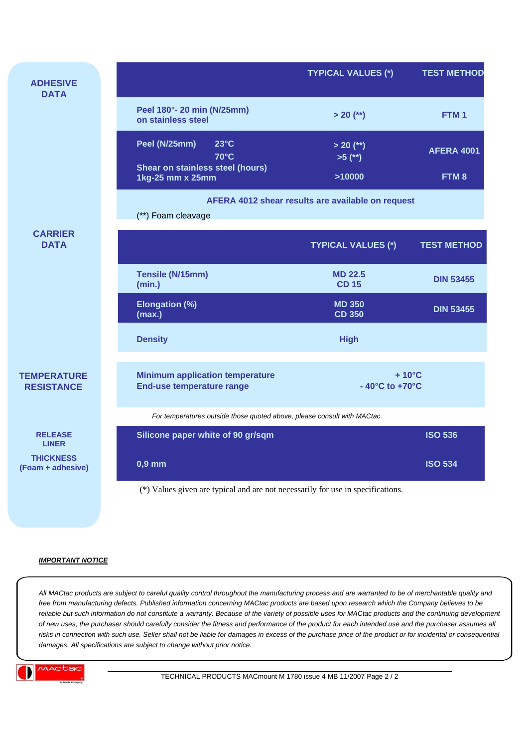## ADHESIVE DATA

| | TYPICAL VALUES (*) | TEST METHOD |
|---|---|---|
| Peel 180°- 20 min (N/25mm) on stainless steel | > 20 (**) | FTM 1 |
| Peel (N/25mm) 23°C<br>70°C | > 20 (**)<br>>5 (**) | AFERA 4001 |
| Shear on stainless steel (hours) 1kg-25 mm x 25mm | >10000 | FTM 8 |

AFERA 4012 shear results are available on request

(**) Foam cleavage

## CARRIER DATA

| | TYPICAL VALUES (*) | TEST METHOD |
|---|---|---|
| Tensile (N/15mm) (min.) | MD 22.5<br>CD 15 | DIN 53455 |
| Elongation (%) (max.) | MD 350<br>CD 350 | DIN 53455 |
| Density | High | |

## TEMPERATURE RESISTANCE

| | |
|---|---|
| Minimum application temperature | + 10°C |
| End-use temperature range | - 40°C to +70°C |

*For temperatures outside those quoted above, please consult with MACtac.*

## RELEASE LINER / THICKNESS (Foam + adhesive)

| | | |
|---|---|---|
| RELEASE LINER | Silicone paper white of 90 gr/sqm | ISO 536 |
| THICKNESS (Foam + adhesive) | 0,9 mm | ISO 534 |

(*) Values given are typical and are not necessarily for use in specifications.

***IMPORTANT NOTICE***

*All MACtac products are subject to careful quality control throughout the manufacturing process and are warranted to be of merchantable quality and free from manufacturing defects. Published information concerning MACtac products are based upon research which the Company believes to be reliable but such information do not constitute a warranty. Because of the variety of possible uses for MACtac products and the continuing development of new uses, the purchaser should carefully consider the fitness and performance of the product for each intended use and the purchaser assumes all risks in connection with such use. Seller shall not be liable for damages in excess of the purchase price of the product or for incidental or consequential damages. All specifications are subject to change without prior notice.*

TECHNICAL PRODUCTS MACmount M 1780 issue 4 MB 11/2007